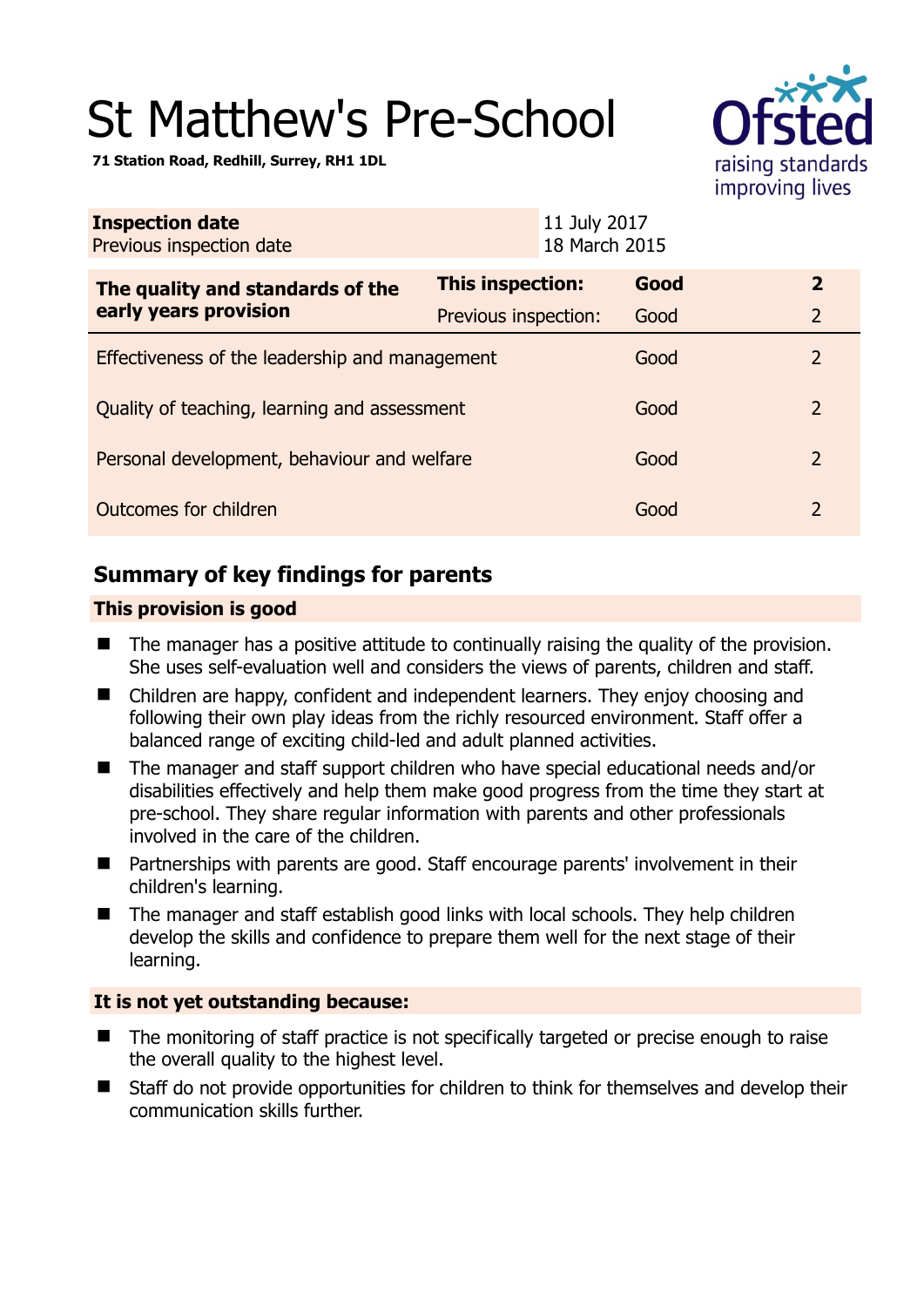# St Matthew's Pre-School

**71 Station Road, Redhill, Surrey, RH1 1DL**

| **Inspection date** | 11 July 2017 |
|---|---|
| Previous inspection date | 18 March 2015 |

| **The quality and standards of the early years provision** | **This inspection:** | **Good** | **2** |
|---|---|---|---|
| | Previous inspection: | Good | 2 |
| Effectiveness of the leadership and management | | Good | 2 |
| Quality of teaching, learning and assessment | | Good | 2 |
| Personal development, behaviour and welfare | | Good | 2 |
| Outcomes for children | | Good | 2 |

## Summary of key findings for parents

### This provision is good

- The manager has a positive attitude to continually raising the quality of the provision. She uses self-evaluation well and considers the views of parents, children and staff.
- Children are happy, confident and independent learners. They enjoy choosing and following their own play ideas from the richly resourced environment. Staff offer a balanced range of exciting child-led and adult planned activities.
- The manager and staff support children who have special educational needs and/or disabilities effectively and help them make good progress from the time they start at pre-school. They share regular information with parents and other professionals involved in the care of the children.
- Partnerships with parents are good. Staff encourage parents' involvement in their children's learning.
- The manager and staff establish good links with local schools. They help children develop the skills and confidence to prepare them well for the next stage of their learning.

### It is not yet outstanding because:

- The monitoring of staff practice is not specifically targeted or precise enough to raise the overall quality to the highest level.
- Staff do not provide opportunities for children to think for themselves and develop their communication skills further.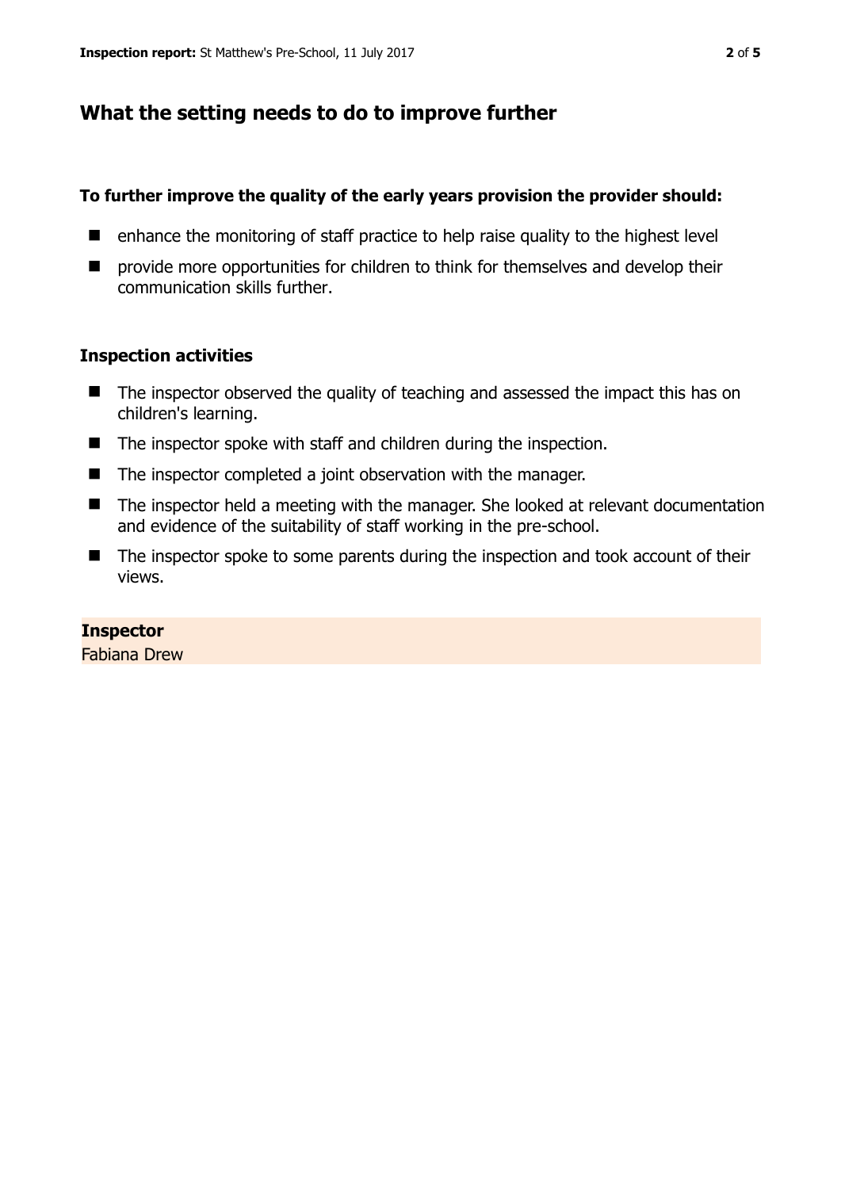## What the setting needs to do to improve further

**To further improve the quality of the early years provision the provider should:**

- enhance the monitoring of staff practice to help raise quality to the highest level
- provide more opportunities for children to think for themselves and develop their communication skills further.

### Inspection activities

- The inspector observed the quality of teaching and assessed the impact this has on children's learning.
- The inspector spoke with staff and children during the inspection.
- The inspector completed a joint observation with the manager.
- The inspector held a meeting with the manager. She looked at relevant documentation and evidence of the suitability of staff working in the pre-school.
- The inspector spoke to some parents during the inspection and took account of their views.

**Inspector**
Fabiana Drew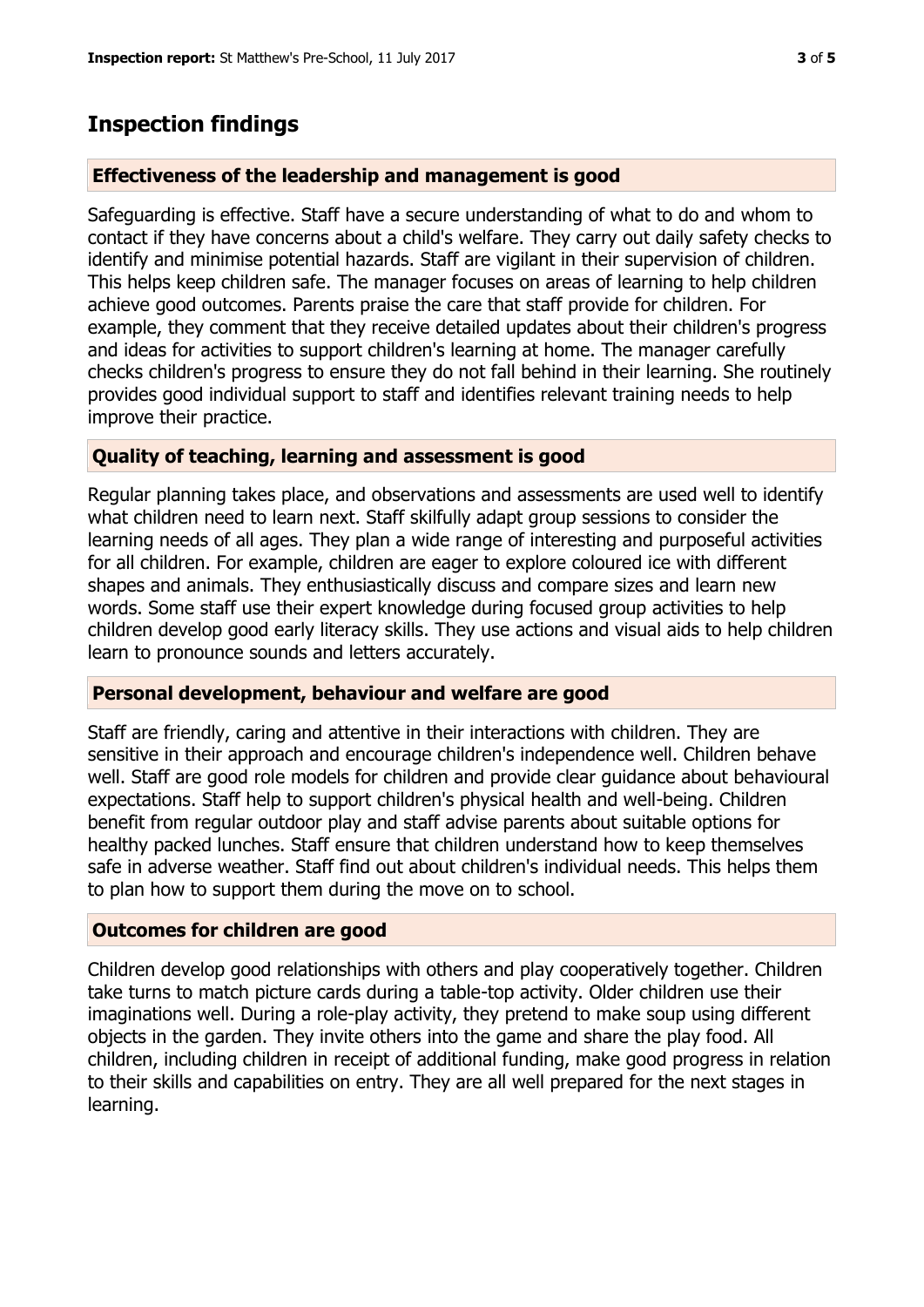## Inspection findings

### Effectiveness of the leadership and management is good

Safeguarding is effective. Staff have a secure understanding of what to do and whom to contact if they have concerns about a child's welfare. They carry out daily safety checks to identify and minimise potential hazards. Staff are vigilant in their supervision of children. This helps keep children safe. The manager focuses on areas of learning to help children achieve good outcomes. Parents praise the care that staff provide for children. For example, they comment that they receive detailed updates about their children's progress and ideas for activities to support children's learning at home. The manager carefully checks children's progress to ensure they do not fall behind in their learning. She routinely provides good individual support to staff and identifies relevant training needs to help improve their practice.

### Quality of teaching, learning and assessment is good

Regular planning takes place, and observations and assessments are used well to identify what children need to learn next. Staff skilfully adapt group sessions to consider the learning needs of all ages. They plan a wide range of interesting and purposeful activities for all children. For example, children are eager to explore coloured ice with different shapes and animals. They enthusiastically discuss and compare sizes and learn new words. Some staff use their expert knowledge during focused group activities to help children develop good early literacy skills. They use actions and visual aids to help children learn to pronounce sounds and letters accurately.

### Personal development, behaviour and welfare are good

Staff are friendly, caring and attentive in their interactions with children. They are sensitive in their approach and encourage children's independence well. Children behave well. Staff are good role models for children and provide clear guidance about behavioural expectations. Staff help to support children's physical health and well-being. Children benefit from regular outdoor play and staff advise parents about suitable options for healthy packed lunches. Staff ensure that children understand how to keep themselves safe in adverse weather. Staff find out about children's individual needs. This helps them to plan how to support them during the move on to school.

### Outcomes for children are good

Children develop good relationships with others and play cooperatively together. Children take turns to match picture cards during a table-top activity. Older children use their imaginations well. During a role-play activity, they pretend to make soup using different objects in the garden. They invite others into the game and share the play food. All children, including children in receipt of additional funding, make good progress in relation to their skills and capabilities on entry. They are all well prepared for the next stages in learning.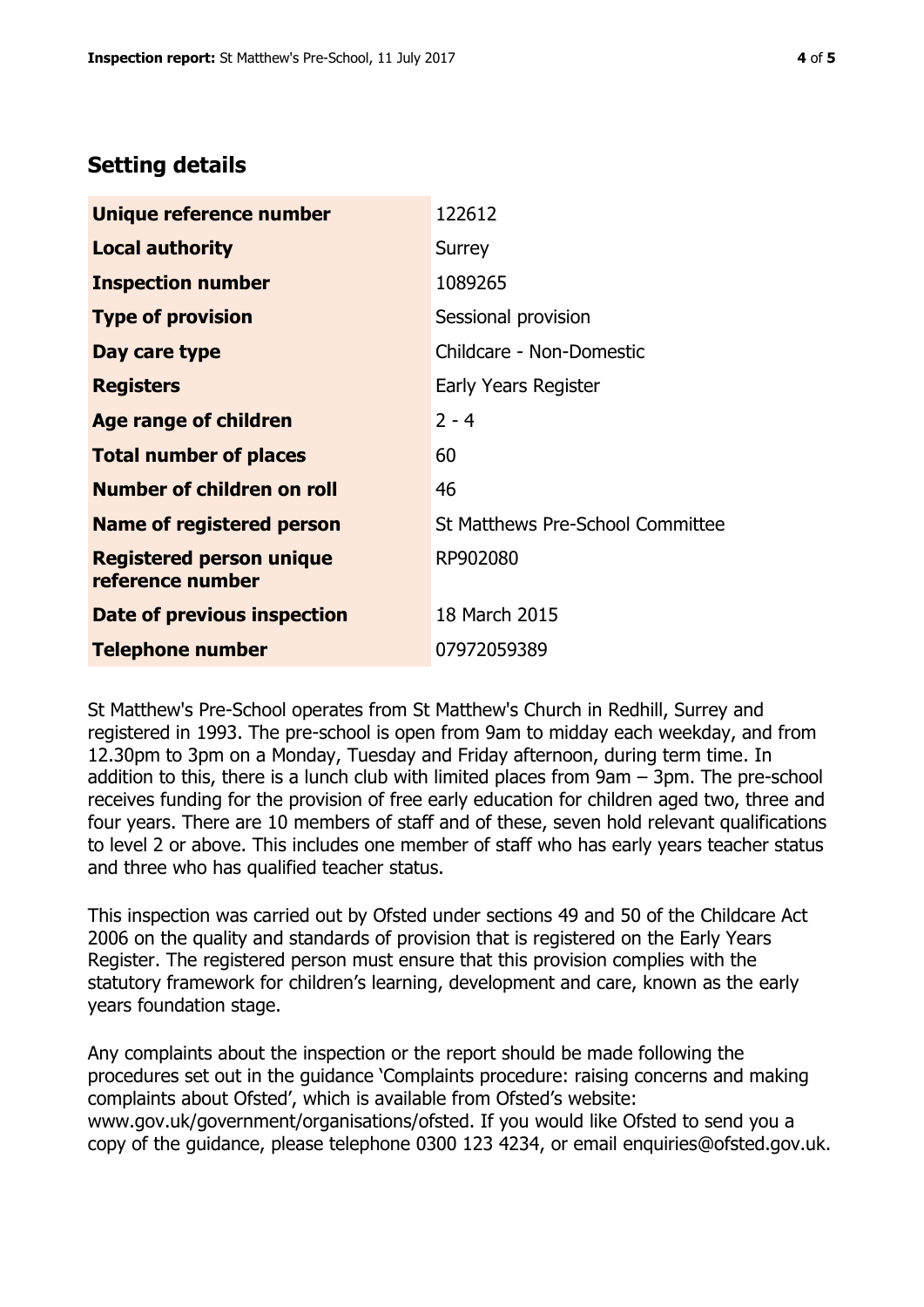## Setting details

| | |
|---|---|
| **Unique reference number** | 122612 |
| **Local authority** | Surrey |
| **Inspection number** | 1089265 |
| **Type of provision** | Sessional provision |
| **Day care type** | Childcare - Non-Domestic |
| **Registers** | Early Years Register |
| **Age range of children** | 2 - 4 |
| **Total number of places** | 60 |
| **Number of children on roll** | 46 |
| **Name of registered person** | St Matthews Pre-School Committee |
| **Registered person unique reference number** | RP902080 |
| **Date of previous inspection** | 18 March 2015 |
| **Telephone number** | 07972059389 |

St Matthew's Pre-School operates from St Matthew's Church in Redhill, Surrey and registered in 1993. The pre-school is open from 9am to midday each weekday, and from 12.30pm to 3pm on a Monday, Tuesday and Friday afternoon, during term time. In addition to this, there is a lunch club with limited places from 9am – 3pm. The pre-school receives funding for the provision of free early education for children aged two, three and four years. There are 10 members of staff and of these, seven hold relevant qualifications to level 2 or above. This includes one member of staff who has early years teacher status and three who has qualified teacher status.

This inspection was carried out by Ofsted under sections 49 and 50 of the Childcare Act 2006 on the quality and standards of provision that is registered on the Early Years Register. The registered person must ensure that this provision complies with the statutory framework for children's learning, development and care, known as the early years foundation stage.

Any complaints about the inspection or the report should be made following the procedures set out in the guidance 'Complaints procedure: raising concerns and making complaints about Ofsted', which is available from Ofsted's website: www.gov.uk/government/organisations/ofsted. If you would like Ofsted to send you a copy of the guidance, please telephone 0300 123 4234, or email enquiries@ofsted.gov.uk.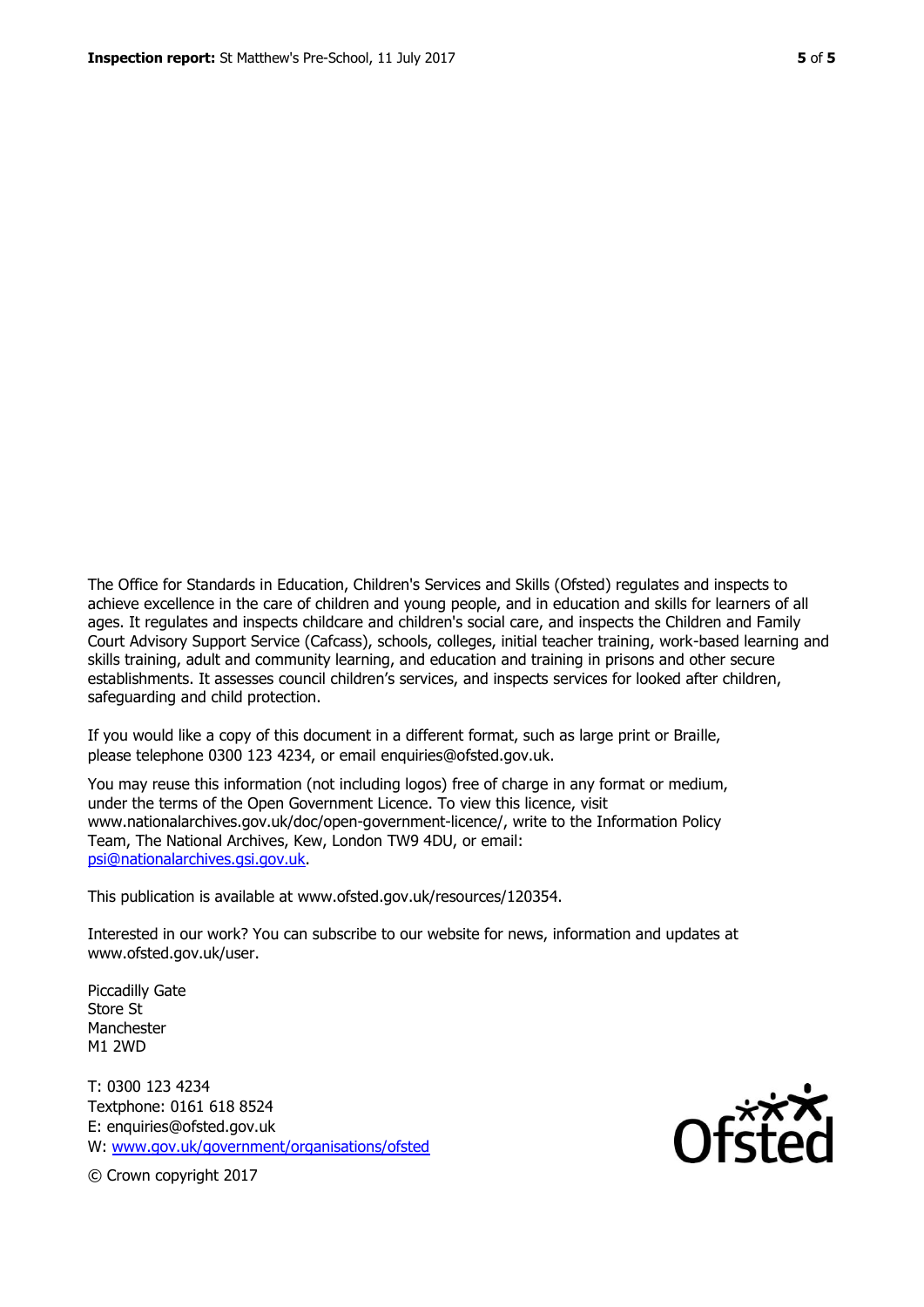The Office for Standards in Education, Children's Services and Skills (Ofsted) regulates and inspects to achieve excellence in the care of children and young people, and in education and skills for learners of all ages. It regulates and inspects childcare and children's social care, and inspects the Children and Family Court Advisory Support Service (Cafcass), schools, colleges, initial teacher training, work-based learning and skills training, adult and community learning, and education and training in prisons and other secure establishments. It assesses council children's services, and inspects services for looked after children, safeguarding and child protection.

If you would like a copy of this document in a different format, such as large print or Braille, please telephone 0300 123 4234, or email enquiries@ofsted.gov.uk.

You may reuse this information (not including logos) free of charge in any format or medium, under the terms of the Open Government Licence. To view this licence, visit www.nationalarchives.gov.uk/doc/open-government-licence/, write to the Information Policy Team, The National Archives, Kew, London TW9 4DU, or email: psi@nationalarchives.gsi.gov.uk.

This publication is available at www.ofsted.gov.uk/resources/120354.

Interested in our work? You can subscribe to our website for news, information and updates at www.ofsted.gov.uk/user.

Piccadilly Gate
Store St
Manchester
M1 2WD

T: 0300 123 4234
Textphone: 0161 618 8524
E: enquiries@ofsted.gov.uk
W: www.gov.uk/government/organisations/ofsted

© Crown copyright 2017